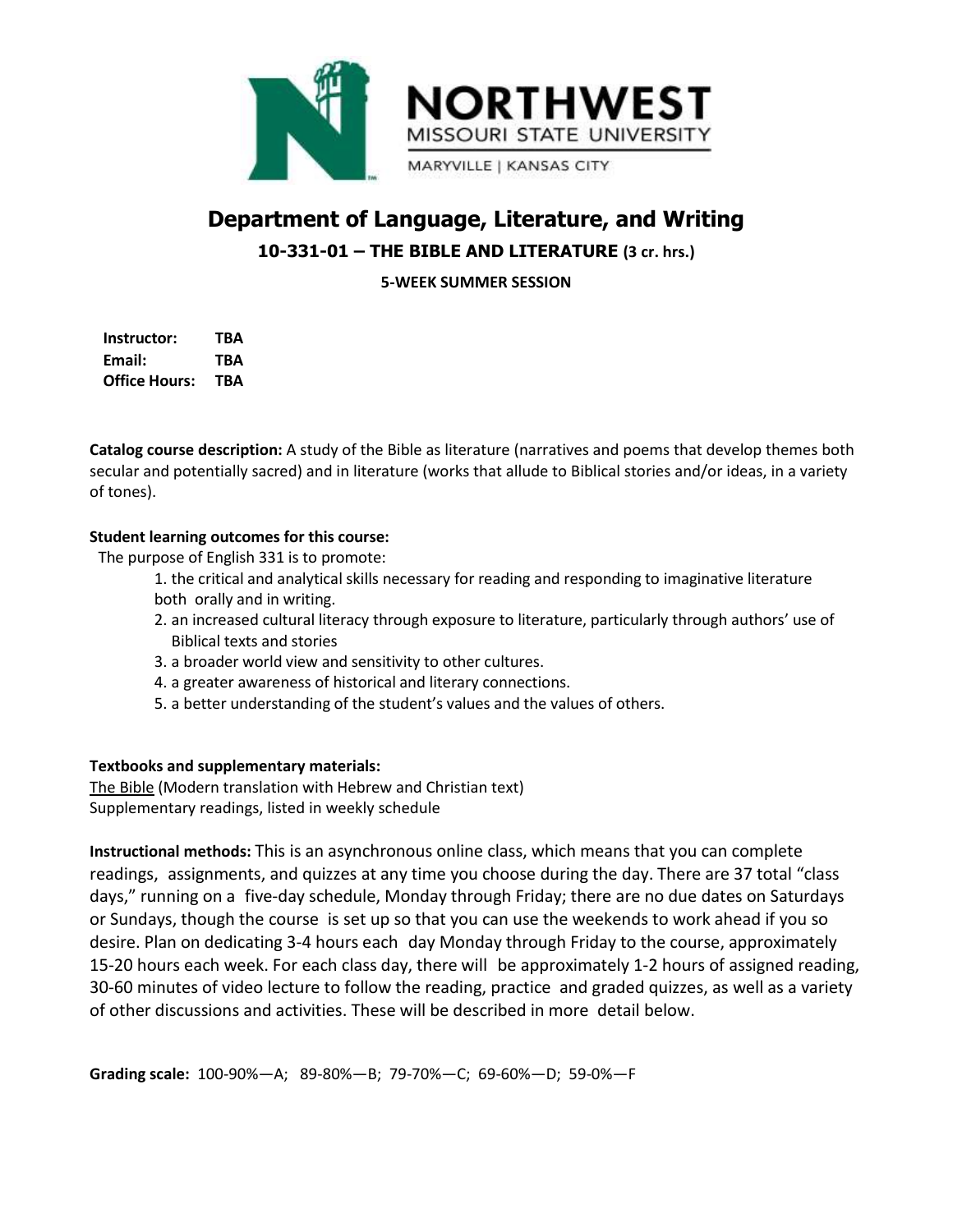NORTHWEST
MISSOURI STATE UNIVERSITY
MARYVILLE | KANSAS CITY

# Department of Language, Literature, and Writing

## 10-331-01 – THE BIBLE AND LITERATURE (3 cr. hrs.)

### 5-WEEK SUMMER SESSION

**Instructor:** TBA
**Email:** TBA
**Office Hours:** TBA

**Catalog course description:** A study of the Bible as literature (narratives and poems that develop themes both secular and potentially sacred) and in literature (works that allude to Biblical stories and/or ideas, in a variety of tones).

**Student learning outcomes for this course:**

The purpose of English 331 is to promote:

1. the critical and analytical skills necessary for reading and responding to imaginative literature both orally and in writing.
2. an increased cultural literacy through exposure to literature, particularly through authors' use of Biblical texts and stories
3. a broader world view and sensitivity to other cultures.
4. a greater awareness of historical and literary connections.
5. a better understanding of the student's values and the values of others.

**Textbooks and supplementary materials:**

<u>The Bible</u> (Modern translation with Hebrew and Christian text)
Supplementary readings, listed in weekly schedule

**Instructional methods:** This is an asynchronous online class, which means that you can complete readings, assignments, and quizzes at any time you choose during the day. There are 37 total "class days," running on a five-day schedule, Monday through Friday; there are no due dates on Saturdays or Sundays, though the course is set up so that you can use the weekends to work ahead if you so desire. Plan on dedicating 3-4 hours each day Monday through Friday to the course, approximately 15-20 hours each week. For each class day, there will be approximately 1-2 hours of assigned reading, 30-60 minutes of video lecture to follow the reading, practice and graded quizzes, as well as a variety of other discussions and activities. These will be described in more detail below.

**Grading scale:** 100-90%—A; 89-80%—B; 79-70%—C; 69-60%—D; 59-0%—F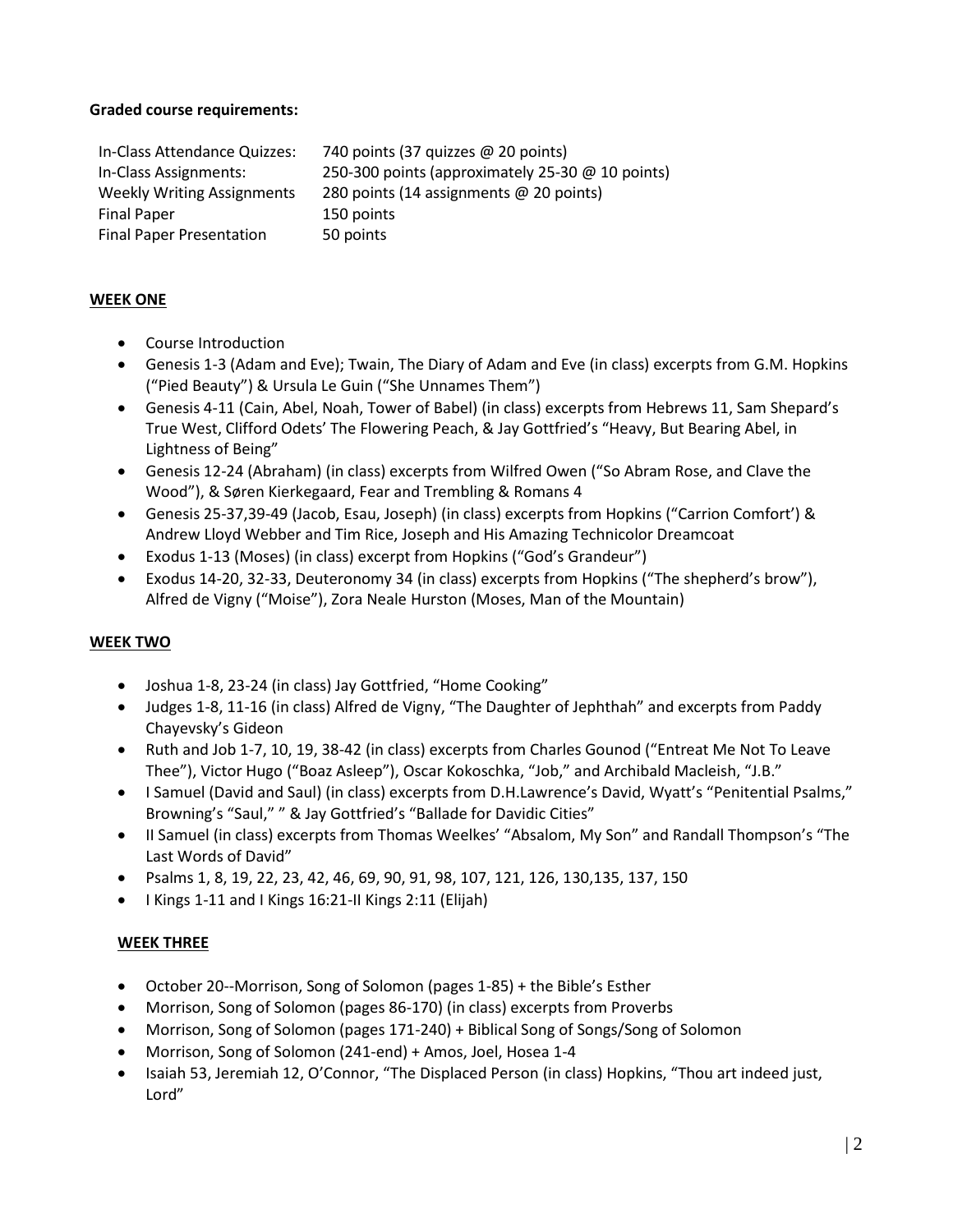**Graded course requirements:**

| | |
|---|---|
| In-Class Attendance Quizzes: | 740 points (37 quizzes @ 20 points) |
| In-Class Assignments: | 250-300 points (approximately 25-30 @ 10 points) |
| Weekly Writing Assignments | 280 points (14 assignments @ 20 points) |
| Final Paper | 150 points |
| Final Paper Presentation | 50 points |

## WEEK ONE

- Course Introduction
- Genesis 1-3 (Adam and Eve); Twain, The Diary of Adam and Eve (in class) excerpts from G.M. Hopkins ("Pied Beauty") & Ursula Le Guin ("She Unnames Them")
- Genesis 4-11 (Cain, Abel, Noah, Tower of Babel) (in class) excerpts from Hebrews 11, Sam Shepard's True West, Clifford Odets' The Flowering Peach, & Jay Gottfried's "Heavy, But Bearing Abel, in Lightness of Being"
- Genesis 12-24 (Abraham) (in class) excerpts from Wilfred Owen ("So Abram Rose, and Clave the Wood"), & Søren Kierkegaard, Fear and Trembling & Romans 4
- Genesis 25-37,39-49 (Jacob, Esau, Joseph) (in class) excerpts from Hopkins ("Carrion Comfort') & Andrew Lloyd Webber and Tim Rice, Joseph and His Amazing Technicolor Dreamcoat
- Exodus 1-13 (Moses) (in class) excerpt from Hopkins ("God's Grandeur")
- Exodus 14-20, 32-33, Deuteronomy 34 (in class) excerpts from Hopkins ("The shepherd's brow"), Alfred de Vigny ("Moise"), Zora Neale Hurston (Moses, Man of the Mountain)

## WEEK TWO

- Joshua 1-8, 23-24 (in class) Jay Gottfried, "Home Cooking"
- Judges 1-8, 11-16 (in class) Alfred de Vigny, "The Daughter of Jephthah" and excerpts from Paddy Chayevsky's Gideon
- Ruth and Job 1-7, 10, 19, 38-42 (in class) excerpts from Charles Gounod ("Entreat Me Not To Leave Thee"), Victor Hugo ("Boaz Asleep"), Oscar Kokoschka, "Job," and Archibald Macleish, "J.B."
- I Samuel (David and Saul) (in class) excerpts from D.H.Lawrence's David, Wyatt's "Penitential Psalms," Browning's "Saul," " & Jay Gottfried's "Ballade for Davidic Cities"
- II Samuel (in class) excerpts from Thomas Weelkes' "Absalom, My Son" and Randall Thompson's "The Last Words of David"
- Psalms 1, 8, 19, 22, 23, 42, 46, 69, 90, 91, 98, 107, 121, 126, 130,135, 137, 150
- I Kings 1-11 and I Kings 16:21-II Kings 2:11 (Elijah)

## WEEK THREE

- October 20--Morrison, Song of Solomon (pages 1-85) + the Bible's Esther
- Morrison, Song of Solomon (pages 86-170) (in class) excerpts from Proverbs
- Morrison, Song of Solomon (pages 171-240) + Biblical Song of Songs/Song of Solomon
- Morrison, Song of Solomon (241-end) + Amos, Joel, Hosea 1-4
- Isaiah 53, Jeremiah 12, O'Connor, "The Displaced Person (in class) Hopkins, "Thou art indeed just, Lord"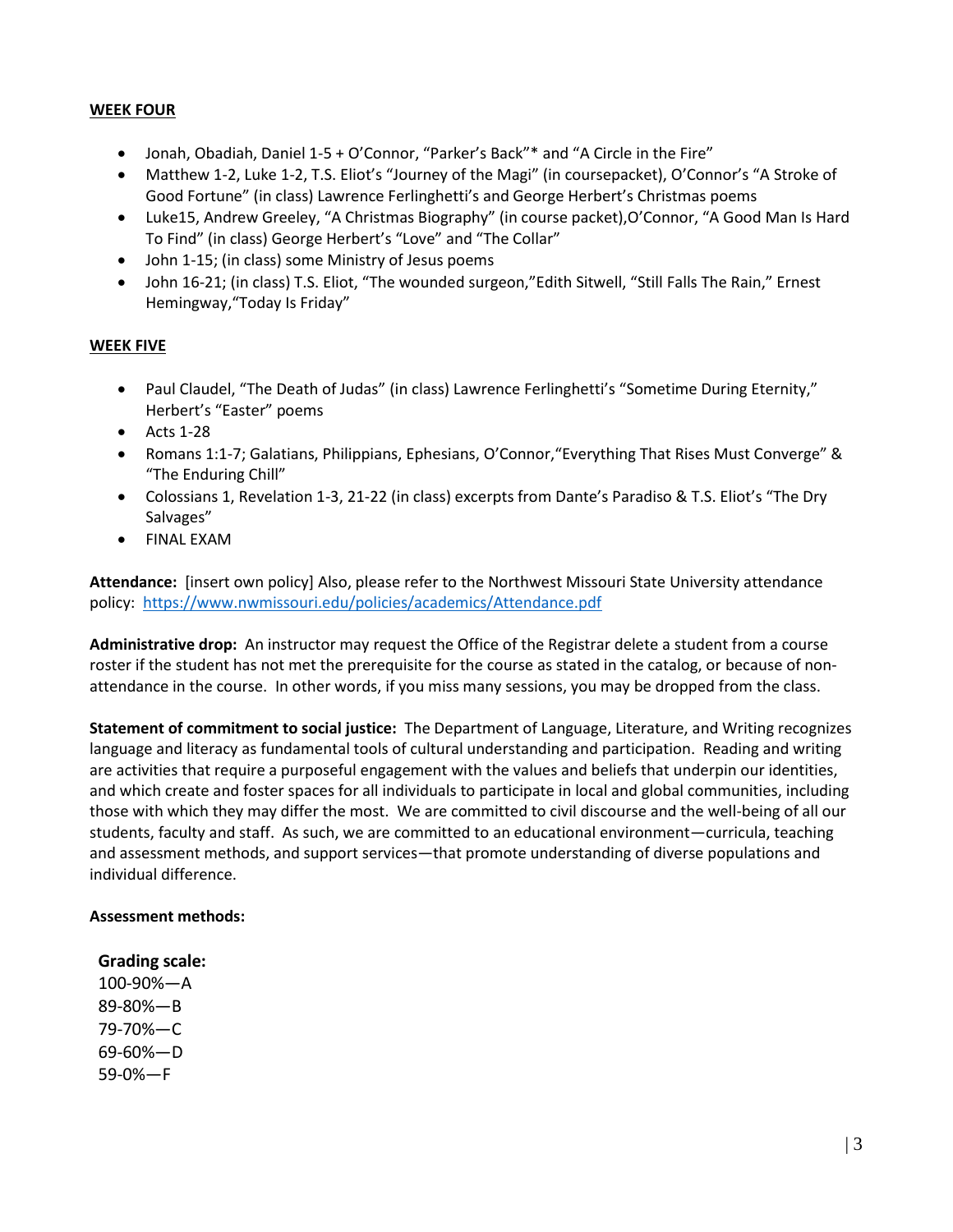**WEEK FOUR**

- Jonah, Obadiah, Daniel 1-5 + O'Connor, "Parker's Back"* and "A Circle in the Fire"
- Matthew 1-2, Luke 1-2, T.S. Eliot's "Journey of the Magi" (in coursepacket), O'Connor's "A Stroke of Good Fortune" (in class) Lawrence Ferlinghetti's and George Herbert's Christmas poems
- Luke15, Andrew Greeley, "A Christmas Biography" (in course packet),O'Connor, "A Good Man Is Hard To Find" (in class) George Herbert's "Love" and "The Collar"
- John 1-15; (in class) some Ministry of Jesus poems
- John 16-21; (in class) T.S. Eliot, "The wounded surgeon,"Edith Sitwell, "Still Falls The Rain," Ernest Hemingway,"Today Is Friday"

**WEEK FIVE**

- Paul Claudel, "The Death of Judas" (in class) Lawrence Ferlinghetti's "Sometime During Eternity," Herbert's "Easter" poems
- Acts 1-28
- Romans 1:1-7; Galatians, Philippians, Ephesians, O'Connor,"Everything That Rises Must Converge" & "The Enduring Chill"
- Colossians 1, Revelation 1-3, 21-22 (in class) excerpts from Dante's Paradiso & T.S. Eliot's "The Dry Salvages"
- FINAL EXAM

**Attendance:** [insert own policy] Also, please refer to the Northwest Missouri State University attendance policy: https://www.nwmissouri.edu/policies/academics/Attendance.pdf

**Administrative drop:** An instructor may request the Office of the Registrar delete a student from a course roster if the student has not met the prerequisite for the course as stated in the catalog, or because of non-attendance in the course. In other words, if you miss many sessions, you may be dropped from the class.

**Statement of commitment to social justice:** The Department of Language, Literature, and Writing recognizes language and literacy as fundamental tools of cultural understanding and participation. Reading and writing are activities that require a purposeful engagement with the values and beliefs that underpin our identities, and which create and foster spaces for all individuals to participate in local and global communities, including those with which they may differ the most. We are committed to civil discourse and the well-being of all our students, faculty and staff. As such, we are committed to an educational environment—curricula, teaching and assessment methods, and support services—that promote understanding of diverse populations and individual difference.

**Assessment methods:**

**Grading scale:**
100-90%—A
89-80%—B
79-70%—C
69-60%—D
59-0%—F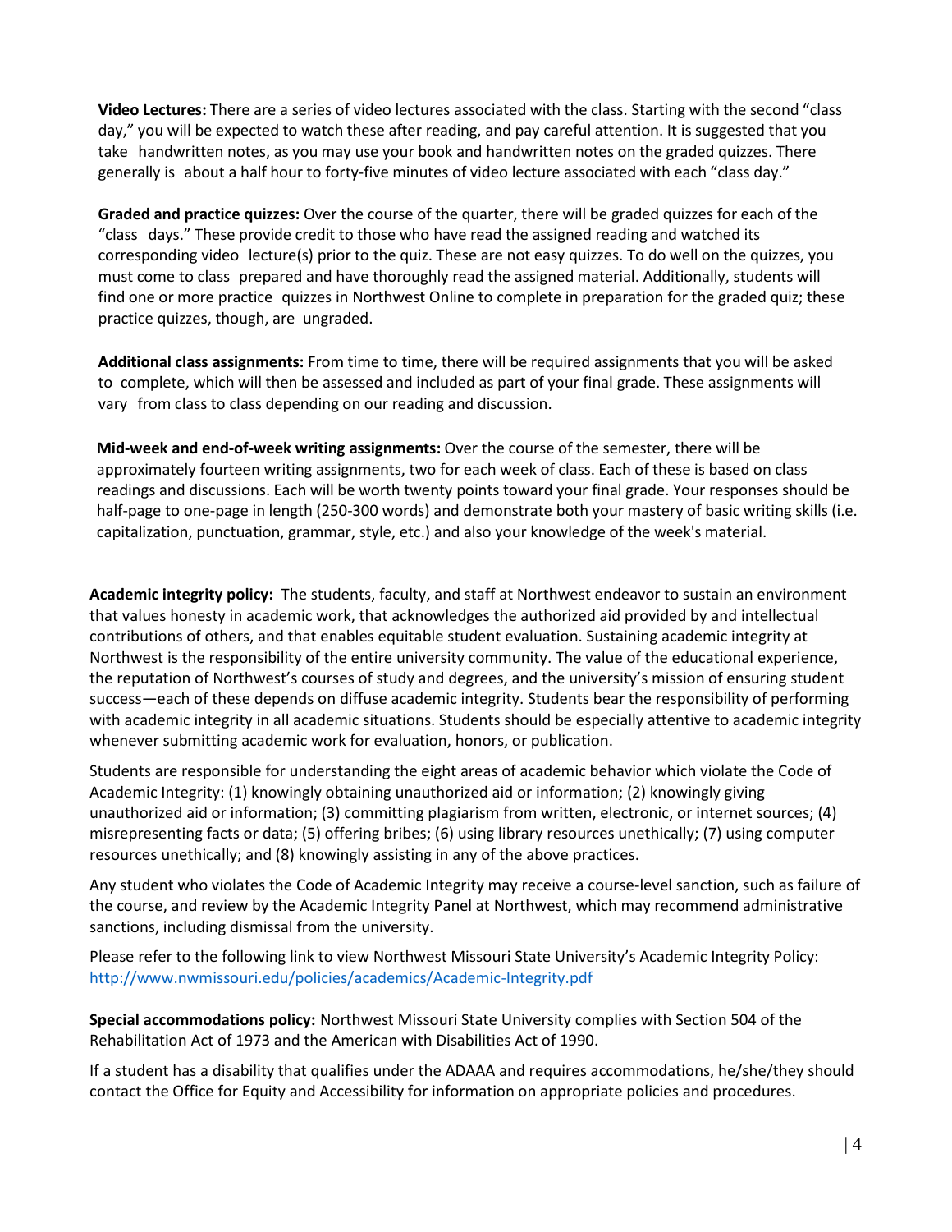**Video Lectures:** There are a series of video lectures associated with the class. Starting with the second "class day," you will be expected to watch these after reading, and pay careful attention. It is suggested that you take handwritten notes, as you may use your book and handwritten notes on the graded quizzes. There generally is about a half hour to forty-five minutes of video lecture associated with each "class day."

**Graded and practice quizzes:** Over the course of the quarter, there will be graded quizzes for each of the "class days." These provide credit to those who have read the assigned reading and watched its corresponding video lecture(s) prior to the quiz. These are not easy quizzes. To do well on the quizzes, you must come to class prepared and have thoroughly read the assigned material. Additionally, students will find one or more practice quizzes in Northwest Online to complete in preparation for the graded quiz; these practice quizzes, though, are ungraded.

**Additional class assignments:** From time to time, there will be required assignments that you will be asked to complete, which will then be assessed and included as part of your final grade. These assignments will vary from class to class depending on our reading and discussion.

**Mid-week and end-of-week writing assignments:** Over the course of the semester, there will be approximately fourteen writing assignments, two for each week of class. Each of these is based on class readings and discussions. Each will be worth twenty points toward your final grade. Your responses should be half-page to one-page in length (250-300 words) and demonstrate both your mastery of basic writing skills (i.e. capitalization, punctuation, grammar, style, etc.) and also your knowledge of the week's material.

**Academic integrity policy:** The students, faculty, and staff at Northwest endeavor to sustain an environment that values honesty in academic work, that acknowledges the authorized aid provided by and intellectual contributions of others, and that enables equitable student evaluation. Sustaining academic integrity at Northwest is the responsibility of the entire university community. The value of the educational experience, the reputation of Northwest's courses of study and degrees, and the university's mission of ensuring student success—each of these depends on diffuse academic integrity. Students bear the responsibility of performing with academic integrity in all academic situations. Students should be especially attentive to academic integrity whenever submitting academic work for evaluation, honors, or publication.

Students are responsible for understanding the eight areas of academic behavior which violate the Code of Academic Integrity: (1) knowingly obtaining unauthorized aid or information; (2) knowingly giving unauthorized aid or information; (3) committing plagiarism from written, electronic, or internet sources; (4) misrepresenting facts or data; (5) offering bribes; (6) using library resources unethically; (7) using computer resources unethically; and (8) knowingly assisting in any of the above practices.

Any student who violates the Code of Academic Integrity may receive a course-level sanction, such as failure of the course, and review by the Academic Integrity Panel at Northwest, which may recommend administrative sanctions, including dismissal from the university.

Please refer to the following link to view Northwest Missouri State University's Academic Integrity Policy: [http://www.nwmissouri.edu/policies/academics/Academic-Integrity.pdf](http://www.nwmissouri.edu/policies/academics/Academic-Integrity.pdf)

**Special accommodations policy:** Northwest Missouri State University complies with Section 504 of the Rehabilitation Act of 1973 and the American with Disabilities Act of 1990.

If a student has a disability that qualifies under the ADAAA and requires accommodations, he/she/they should contact the Office for Equity and Accessibility for information on appropriate policies and procedures.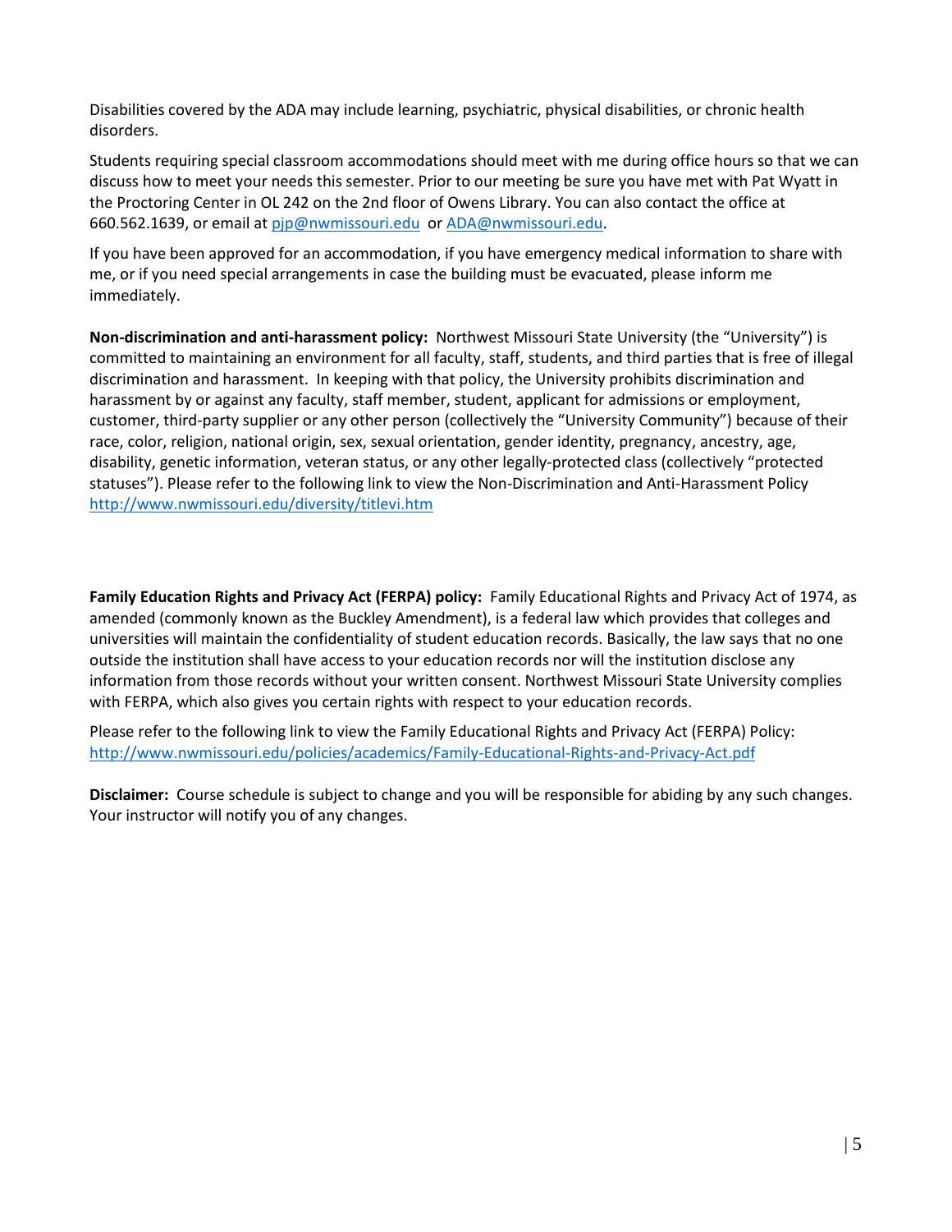Disabilities covered by the ADA may include learning, psychiatric, physical disabilities, or chronic health disorders.

Students requiring special classroom accommodations should meet with me during office hours so that we can discuss how to meet your needs this semester. Prior to our meeting be sure you have met with Pat Wyatt in the Proctoring Center in OL 242 on the 2nd floor of Owens Library. You can also contact the office at 660.562.1639, or email at pjp@nwmissouri.edu or ADA@nwmissouri.edu.

If you have been approved for an accommodation, if you have emergency medical information to share with me, or if you need special arrangements in case the building must be evacuated, please inform me immediately.

**Non-discrimination and anti-harassment policy:** Northwest Missouri State University (the "University") is committed to maintaining an environment for all faculty, staff, students, and third parties that is free of illegal discrimination and harassment. In keeping with that policy, the University prohibits discrimination and harassment by or against any faculty, staff member, student, applicant for admissions or employment, customer, third-party supplier or any other person (collectively the "University Community") because of their race, color, religion, national origin, sex, sexual orientation, gender identity, pregnancy, ancestry, age, disability, genetic information, veteran status, or any other legally-protected class (collectively "protected statuses"). Please refer to the following link to view the Non-Discrimination and Anti-Harassment Policy http://www.nwmissouri.edu/diversity/titlevi.htm

**Family Education Rights and Privacy Act (FERPA) policy:** Family Educational Rights and Privacy Act of 1974, as amended (commonly known as the Buckley Amendment), is a federal law which provides that colleges and universities will maintain the confidentiality of student education records. Basically, the law says that no one outside the institution shall have access to your education records nor will the institution disclose any information from those records without your written consent. Northwest Missouri State University complies with FERPA, which also gives you certain rights with respect to your education records.

Please refer to the following link to view the Family Educational Rights and Privacy Act (FERPA) Policy: http://www.nwmissouri.edu/policies/academics/Family-Educational-Rights-and-Privacy-Act.pdf

**Disclaimer:** Course schedule is subject to change and you will be responsible for abiding by any such changes. Your instructor will notify you of any changes.